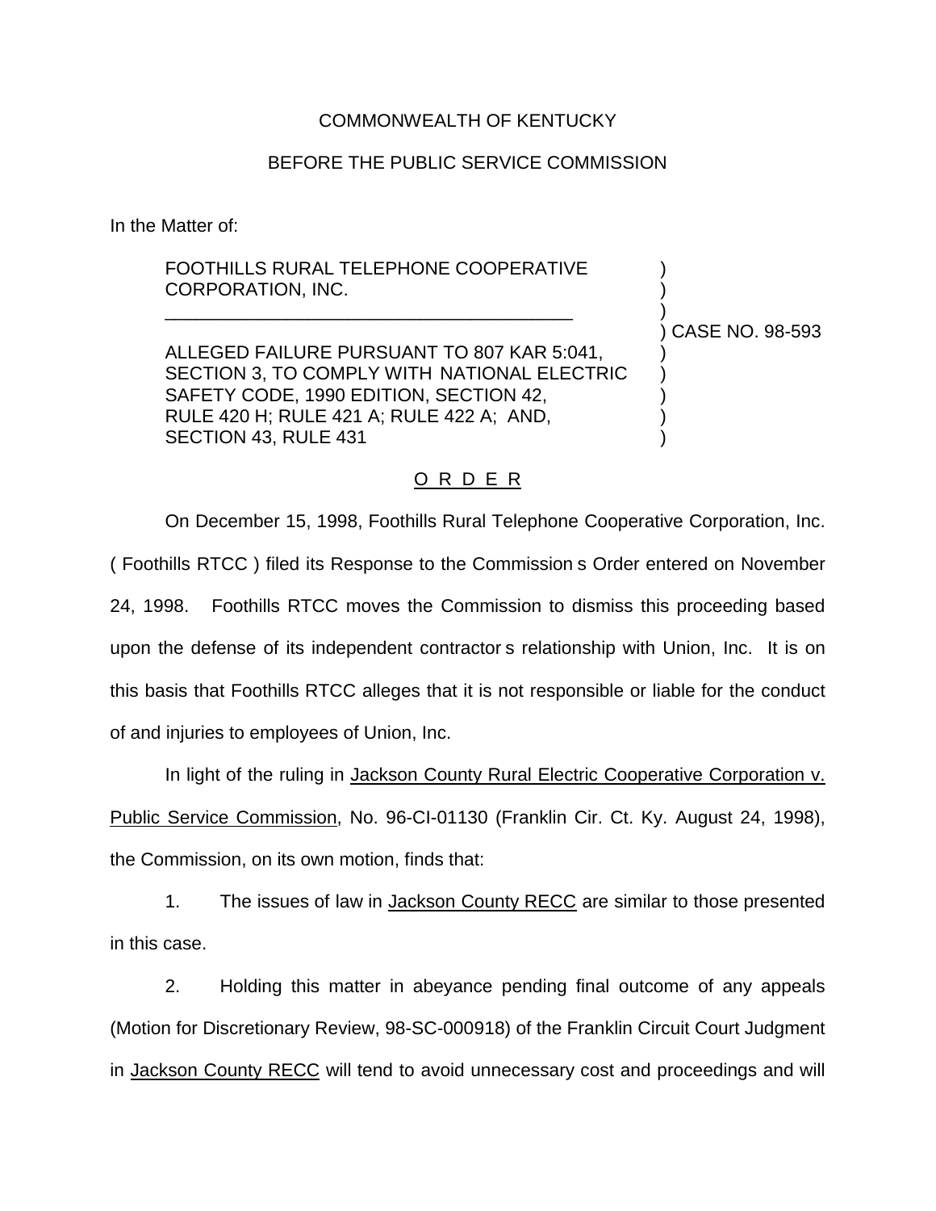COMMONWEALTH OF KENTUCKY

BEFORE THE PUBLIC SERVICE COMMISSION

In the Matter of:

FOOTHILLS RURAL TELEPHONE COOPERATIVE CORPORATION, INC.

ALLEGED FAILURE PURSUANT TO 807 KAR 5:041, SECTION 3, TO COMPLY WITH NATIONAL ELECTRIC SAFETY CODE, 1990 EDITION, SECTION 42, RULE 420 H; RULE 421 A; RULE 422 A; AND, SECTION 43, RULE 431

) CASE NO. 98-593

O R D E R

On December 15, 1998, Foothills Rural Telephone Cooperative Corporation, Inc. ( Foothills RTCC ) filed its Response to the Commission s Order entered on November 24, 1998. Foothills RTCC moves the Commission to dismiss this proceeding based upon the defense of its independent contractor s relationship with Union, Inc. It is on this basis that Foothills RTCC alleges that it is not responsible or liable for the conduct of and injuries to employees of Union, Inc.

In light of the ruling in Jackson County Rural Electric Cooperative Corporation v. Public Service Commission, No. 96-CI-01130 (Franklin Cir. Ct. Ky. August 24, 1998), the Commission, on its own motion, finds that:

1. The issues of law in Jackson County RECC are similar to those presented in this case.

2. Holding this matter in abeyance pending final outcome of any appeals (Motion for Discretionary Review, 98-SC-000918) of the Franklin Circuit Court Judgment in Jackson County RECC will tend to avoid unnecessary cost and proceedings and will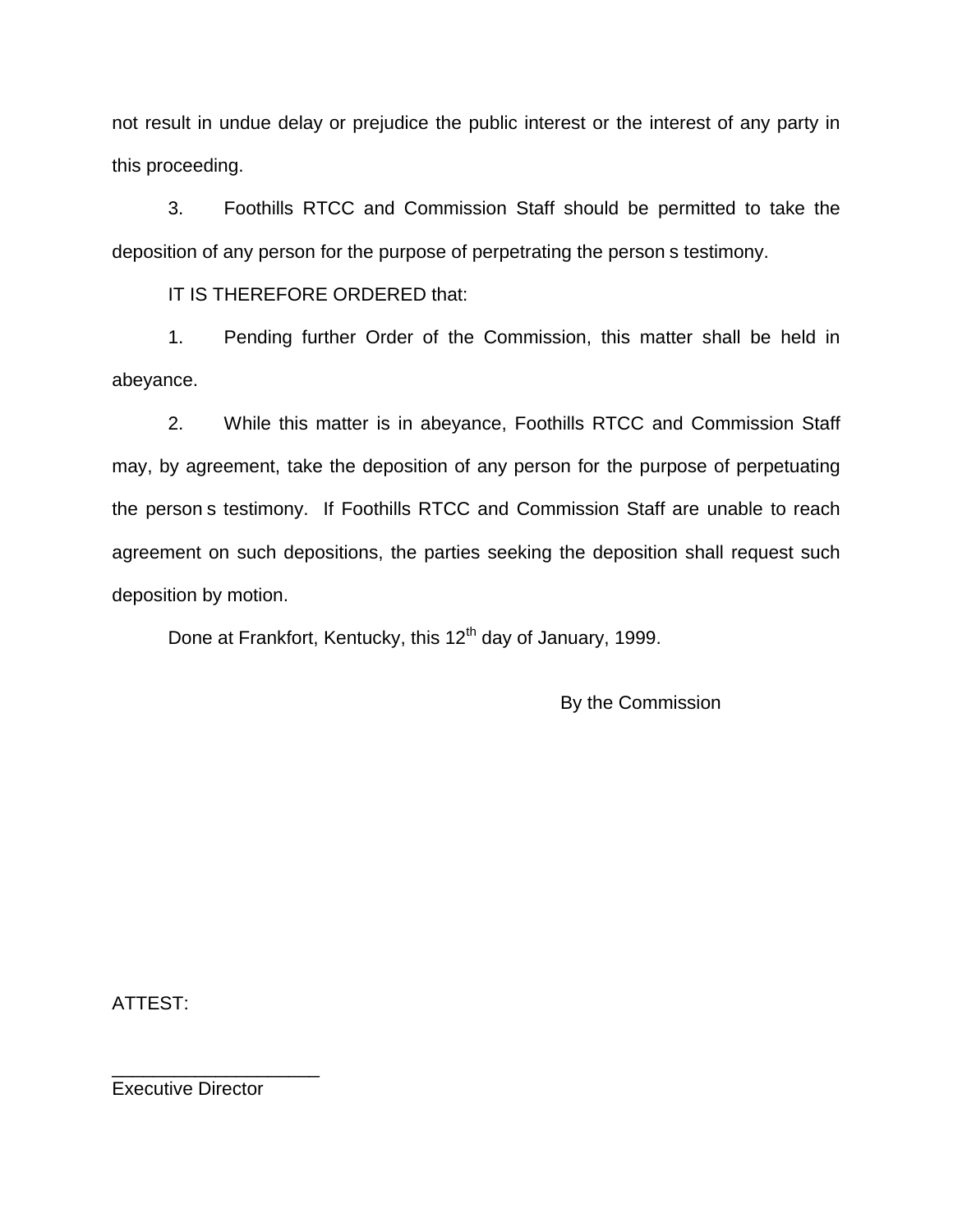not result in undue delay or prejudice the public interest or the interest of any party in this proceeding.

3. Foothills RTCC and Commission Staff should be permitted to take the deposition of any person for the purpose of perpetrating the person s testimony.

IT IS THEREFORE ORDERED that:

1. Pending further Order of the Commission, this matter shall be held in abeyance.

2. While this matter is in abeyance, Foothills RTCC and Commission Staff may, by agreement, take the deposition of any person for the purpose of perpetuating the person s testimony. If Foothills RTCC and Commission Staff are unable to reach agreement on such depositions, the parties seeking the deposition shall request such deposition by motion.

Done at Frankfort, Kentucky, this 12th day of January, 1999.

By the Commission

ATTEST:

\_\_\_\_\_\_\_\_\_\_\_\_\_\_\_\_\_\_\_\_
Executive Director